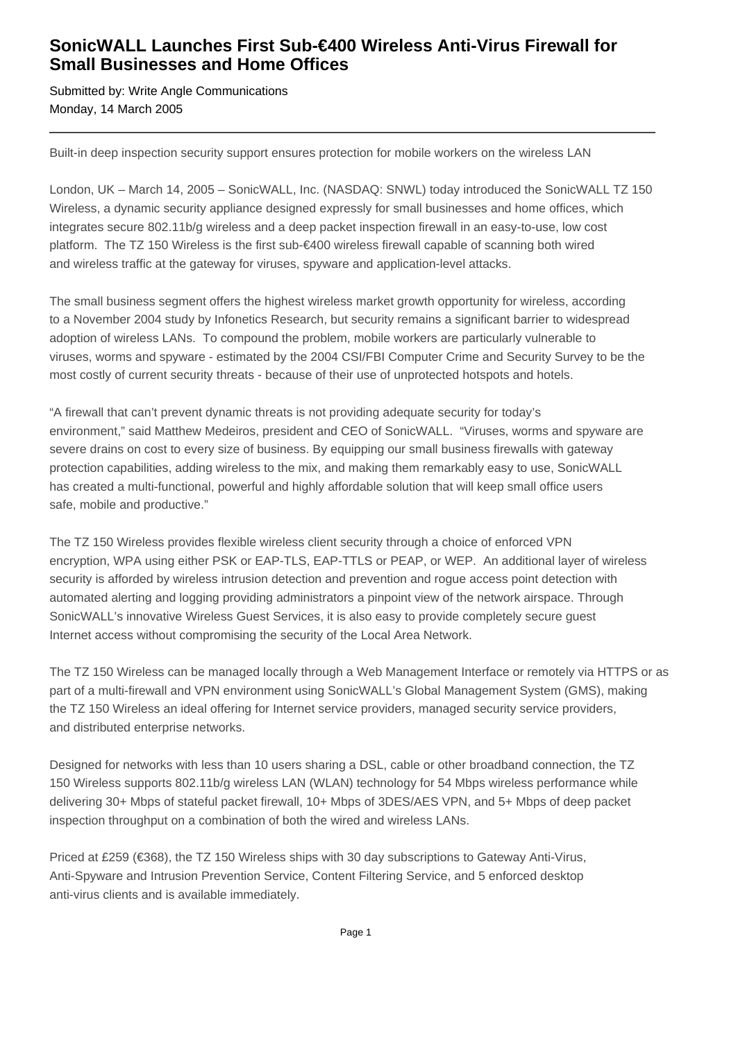# SonicWALL Launches First Sub-€400 Wireless Anti-Virus Firewall for Small Businesses and Home Offices

Submitted by: Write Angle Communications
Monday, 14 March 2005

---

Built-in deep inspection security support ensures protection for mobile workers on the wireless LAN

London, UK – March 14, 2005 – SonicWALL, Inc. (NASDAQ: SNWL) today introduced the SonicWALL TZ 150 Wireless, a dynamic security appliance designed expressly for small businesses and home offices, which integrates secure 802.11b/g wireless and a deep packet inspection firewall in an easy-to-use, low cost platform. The TZ 150 Wireless is the first sub-€400 wireless firewall capable of scanning both wired and wireless traffic at the gateway for viruses, spyware and application-level attacks.

The small business segment offers the highest wireless market growth opportunity for wireless, according to a November 2004 study by Infonetics Research, but security remains a significant barrier to widespread adoption of wireless LANs. To compound the problem, mobile workers are particularly vulnerable to viruses, worms and spyware - estimated by the 2004 CSI/FBI Computer Crime and Security Survey to be the most costly of current security threats - because of their use of unprotected hotspots and hotels.

“A firewall that can’t prevent dynamic threats is not providing adequate security for today’s environment,” said Matthew Medeiros, president and CEO of SonicWALL. “Viruses, worms and spyware are severe drains on cost to every size of business. By equipping our small business firewalls with gateway protection capabilities, adding wireless to the mix, and making them remarkably easy to use, SonicWALL has created a multi-functional, powerful and highly affordable solution that will keep small office users safe, mobile and productive.”

The TZ 150 Wireless provides flexible wireless client security through a choice of enforced VPN encryption, WPA using either PSK or EAP-TLS, EAP-TTLS or PEAP, or WEP. An additional layer of wireless security is afforded by wireless intrusion detection and prevention and rogue access point detection with automated alerting and logging providing administrators a pinpoint view of the network airspace. Through SonicWALL’s innovative Wireless Guest Services, it is also easy to provide completely secure guest Internet access without compromising the security of the Local Area Network.

The TZ 150 Wireless can be managed locally through a Web Management Interface or remotely via HTTPS or as part of a multi-firewall and VPN environment using SonicWALL’s Global Management System (GMS), making the TZ 150 Wireless an ideal offering for Internet service providers, managed security service providers, and distributed enterprise networks.

Designed for networks with less than 10 users sharing a DSL, cable or other broadband connection, the TZ 150 Wireless supports 802.11b/g wireless LAN (WLAN) technology for 54 Mbps wireless performance while delivering 30+ Mbps of stateful packet firewall, 10+ Mbps of 3DES/AES VPN, and 5+ Mbps of deep packet inspection throughput on a combination of both the wired and wireless LANs.

Priced at £259 (€368), the TZ 150 Wireless ships with 30 day subscriptions to Gateway Anti-Virus, Anti-Spyware and Intrusion Prevention Service, Content Filtering Service, and 5 enforced desktop anti-virus clients and is available immediately.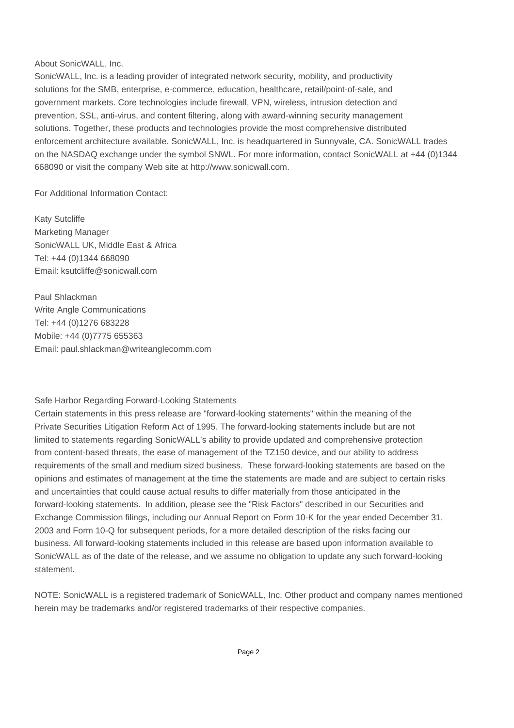## About SonicWALL, Inc.

SonicWALL, Inc. is a leading provider of integrated network security, mobility, and productivity solutions for the SMB, enterprise, e-commerce, education, healthcare, retail/point-of-sale, and government markets. Core technologies include firewall, VPN, wireless, intrusion detection and prevention, SSL, anti-virus, and content filtering, along with award-winning security management solutions. Together, these products and technologies provide the most comprehensive distributed enforcement architecture available. SonicWALL, Inc. is headquartered in Sunnyvale, CA. SonicWALL trades on the NASDAQ exchange under the symbol SNWL. For more information, contact SonicWALL at +44 (0)1344 668090 or visit the company Web site at http://www.sonicwall.com.

For Additional Information Contact:

Katy Sutcliffe
Marketing Manager
SonicWALL UK, Middle East & Africa
Tel: +44 (0)1344 668090
Email: ksutcliffe@sonicwall.com

Paul Shlackman
Write Angle Communications
Tel: +44 (0)1276 683228
Mobile: +44 (0)7775 655363
Email: paul.shlackman@writeanglecomm.com

## Safe Harbor Regarding Forward-Looking Statements

Certain statements in this press release are "forward-looking statements" within the meaning of the Private Securities Litigation Reform Act of 1995. The forward-looking statements include but are not limited to statements regarding SonicWALL's ability to provide updated and comprehensive protection from content-based threats, the ease of management of the TZ150 device, and our ability to address requirements of the small and medium sized business. These forward-looking statements are based on the opinions and estimates of management at the time the statements are made and are subject to certain risks and uncertainties that could cause actual results to differ materially from those anticipated in the forward-looking statements. In addition, please see the "Risk Factors" described in our Securities and Exchange Commission filings, including our Annual Report on Form 10-K for the year ended December 31, 2003 and Form 10-Q for subsequent periods, for a more detailed description of the risks facing our business. All forward-looking statements included in this release are based upon information available to SonicWALL as of the date of the release, and we assume no obligation to update any such forward-looking statement.

NOTE: SonicWALL is a registered trademark of SonicWALL, Inc. Other product and company names mentioned herein may be trademarks and/or registered trademarks of their respective companies.